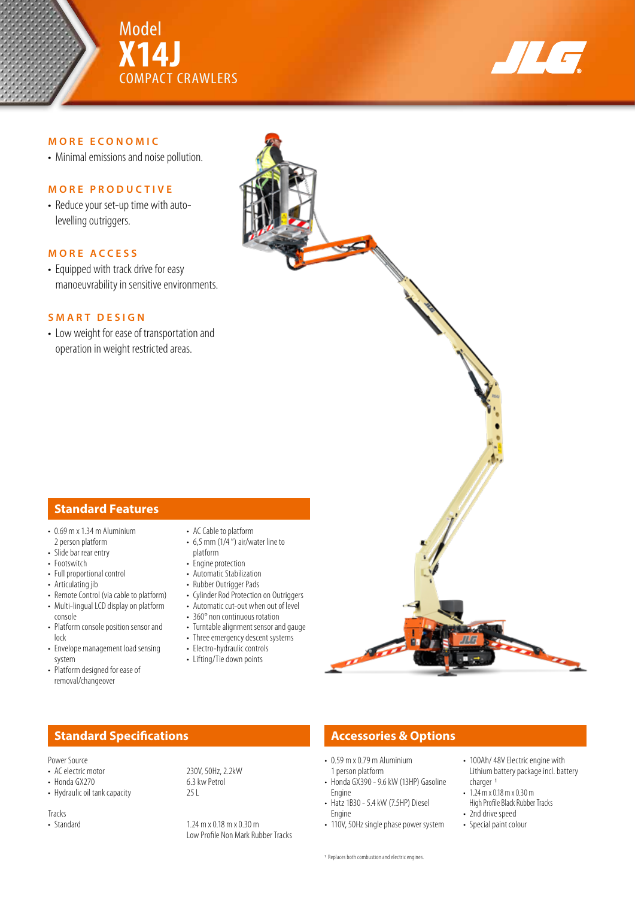# Model X14J COMPACT CRAWLERS

JLG

## MORE ECONOMIC

- Minimal emissions and noise pollution.

## MORE PRODUCTIVE

- Reduce your set-up time with auto-levelling outriggers.

## MORE ACCESS

- Equipped with track drive for easy manoeuvrability in sensitive environments.

## SMART DESIGN

- Low weight for ease of transportation and operation in weight restricted areas.

## Standard Features

- 0.69 m x 1.34 m Aluminium 2 person platform
- Slide bar rear entry
- Footswitch
- Full proportional control
- Articulating jib
- Remote Control (via cable to platform)
- Multi-lingual LCD display on platform console
- Platform console position sensor and lock
- Envelope management load sensing system
- Platform designed for ease of removal/changeover
- AC Cable to platform
- 6,5 mm (1/4 ") air/water line to platform
- Engine protection
- Automatic Stabilization
- Rubber Outrigger Pads
- Cylinder Rod Protection on Outriggers
- Automatic cut-out when out of level
- 360° non continuous rotation
- Turntable alignment sensor and gauge
- Three emergency descent systems
- Electro-hydraulic controls
- Lifting/Tie down points

## Standard Specifications

Power Source

| | |
|---|---|
| • AC electric motor | 230V, 50Hz, 2.2kW |
| • Honda GX270 | 6.3 kw Petrol |
| • Hydraulic oil tank capacity | 25 L |

Tracks

| | |
|---|---|
| • Standard | 1.24 m x 0.18 m x 0.30 m Low Profile Non Mark Rubber Tracks |

## Accessories & Options

- 0.59 m x 0.79 m Aluminium 1 person platform
- Honda GX390 - 9.6 kW (13HP) Gasoline Engine
- Hatz 1B30 - 5.4 kW (7.5HP) Diesel Engine
- 110V, 50Hz single phase power system
- 100Ah/ 48V Electric engine with Lithium battery package incl. battery charger [1]
- 1.24 m x 0.18 m x 0.30 m High Profile Black Rubber Tracks
- 2nd drive speed
- Special paint colour

[1] Replaces both combustion and electric engines.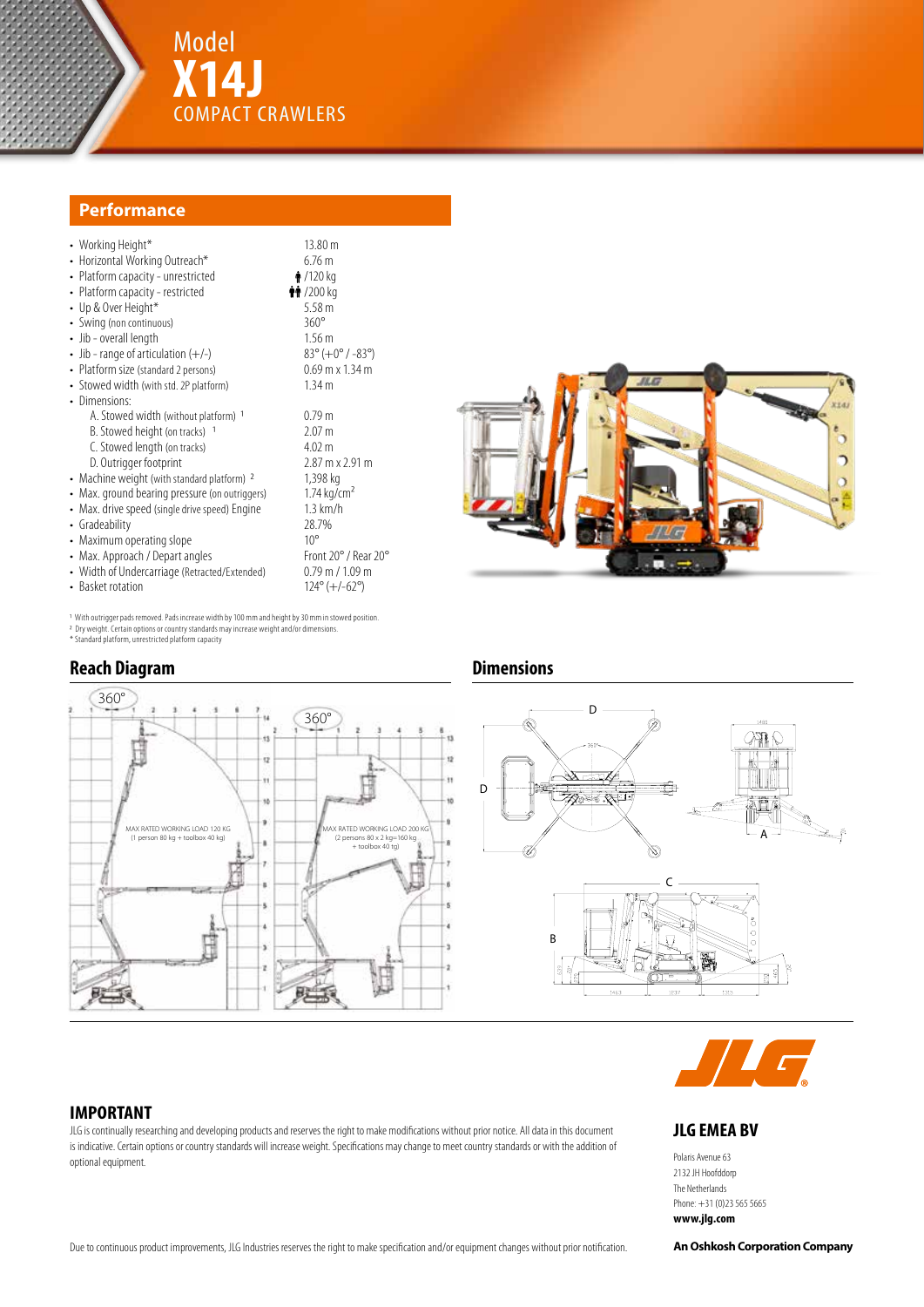# Model
# X14J
COMPACT CRAWLERS

## Performance

| | |
|---|---|
| • Working Height* | 13.80 m |
| • Horizontal Working Outreach* | 6.76 m |
| • Platform capacity - unrestricted | /120 kg |
| • Platform capacity - restricted | /200 kg |
| • Up & Over Height* | 5.58 m |
| • Swing (non continuous) | 360° |
| • Jib - overall length | 1.56 m |
| • Jib - range of articulation (+/-) | 83° (+0° / -83°) |
| • Platform size (standard 2 persons) | 0.69 m x 1.34 m |
| • Stowed width (with std. 2P platform) | 1.34 m |
| • Dimensions: | |
| A. Stowed width (without platform) [1] | 0.79 m |
| B. Stowed height (on tracks) [1] | 2.07 m |
| C. Stowed length (on tracks) | 4.02 m |
| D. Outrigger footprint | 2.87 m x 2.91 m |
| • Machine weight (with standard platform) [2] | 1,398 kg |
| • Max. ground bearing pressure (on outriggers) | 1.74 kg/cm² |
| • Max. drive speed (single drive speed) Engine | 1.3 km/h |
| • Gradeability | 28.7% |
| • Maximum operating slope | 10° |
| • Max. Approach / Depart angles | Front 20° / Rear 20° |
| • Width of Undercarriage (Retracted/Extended) | 0.79 m / 1.09 m |
| • Basket rotation | 124° (+/-62°) |

[1] With outrigger pads removed. Pads increase width by 100 mm and height by 30 mm in stowed position.
[2] Dry weight. Certain options or country standards may increase weight and/or dimensions.
* Standard platform, unrestricted platform capacity

## Reach Diagram

360°

MAX RATED WORKING LOAD 120 KG
(1 person 80 kg + toolbox 40 kg)

360°

MAX RATED WORKING LOAD 200 KG
(2 persons 80 x 2 kg=160 kg
+ toolbox 40 kg)

## Dimensions

D

D

A

C

B

## IMPORTANT

JLG is continually researching and developing products and reserves the right to make modifications without prior notice. All data in this document is indicative. Certain options or country standards will increase weight. Specifications may change to meet country standards or with the addition of optional equipment.

Due to continuous product improvements, JLG Industries reserves the right to make specification and/or equipment changes without prior notification.

**JLG EMEA BV**

Polaris Avenue 63
2132 JH Hoofddorp
The Netherlands
Phone: +31 (0)23 565 5665
**www.jlg.com**

**An Oshkosh Corporation Company**